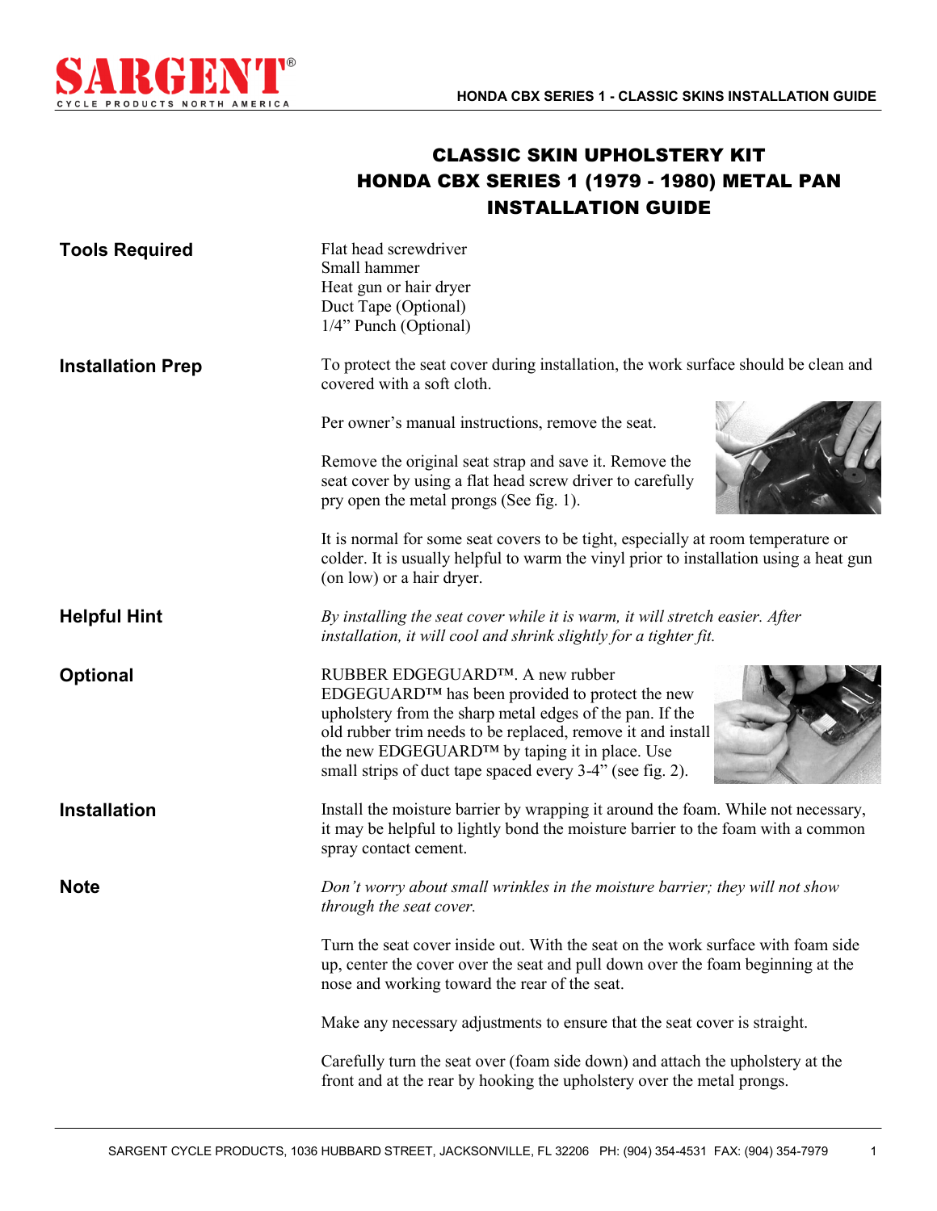# CLASSIC SKIN UPHOLSTERY KIT
# HONDA CBX SERIES 1 (1979 - 1980) METAL PAN
# INSTALLATION GUIDE

**Tools Required**

Flat head screwdriver
Small hammer
Heat gun or hair dryer
Duct Tape (Optional)
1/4" Punch (Optional)

**Installation Prep**

To protect the seat cover during installation, the work surface should be clean and covered with a soft cloth.

Per owner's manual instructions, remove the seat.

Remove the original seat strap and save it. Remove the seat cover by using a flat head screw driver to carefully pry open the metal prongs (See fig. 1).

It is normal for some seat covers to be tight, especially at room temperature or colder. It is usually helpful to warm the vinyl prior to installation using a heat gun (on low) or a hair dryer.

**Helpful Hint**

*By installing the seat cover while it is warm, it will stretch easier. After installation, it will cool and shrink slightly for a tighter fit.*

**Optional**

RUBBER EDGEGUARD™. A new rubber EDGEGUARD™ has been provided to protect the new upholstery from the sharp metal edges of the pan. If the old rubber trim needs to be replaced, remove it and install the new EDGEGUARD™ by taping it in place. Use small strips of duct tape spaced every 3-4" (see fig. 2).

**Installation**

Install the moisture barrier by wrapping it around the foam. While not necessary, it may be helpful to lightly bond the moisture barrier to the foam with a common spray contact cement.

**Note**

*Don't worry about small wrinkles in the moisture barrier; they will not show through the seat cover.*

Turn the seat cover inside out. With the seat on the work surface with foam side up, center the cover over the seat and pull down over the foam beginning at the nose and working toward the rear of the seat.

Make any necessary adjustments to ensure that the seat cover is straight.

Carefully turn the seat over (foam side down) and attach the upholstery at the front and at the rear by hooking the upholstery over the metal prongs.

SARGENT CYCLE PRODUCTS, 1036 HUBBARD STREET, JACKSONVILLE, FL 32206 PH: (904) 354-4531 FAX: (904) 354-7979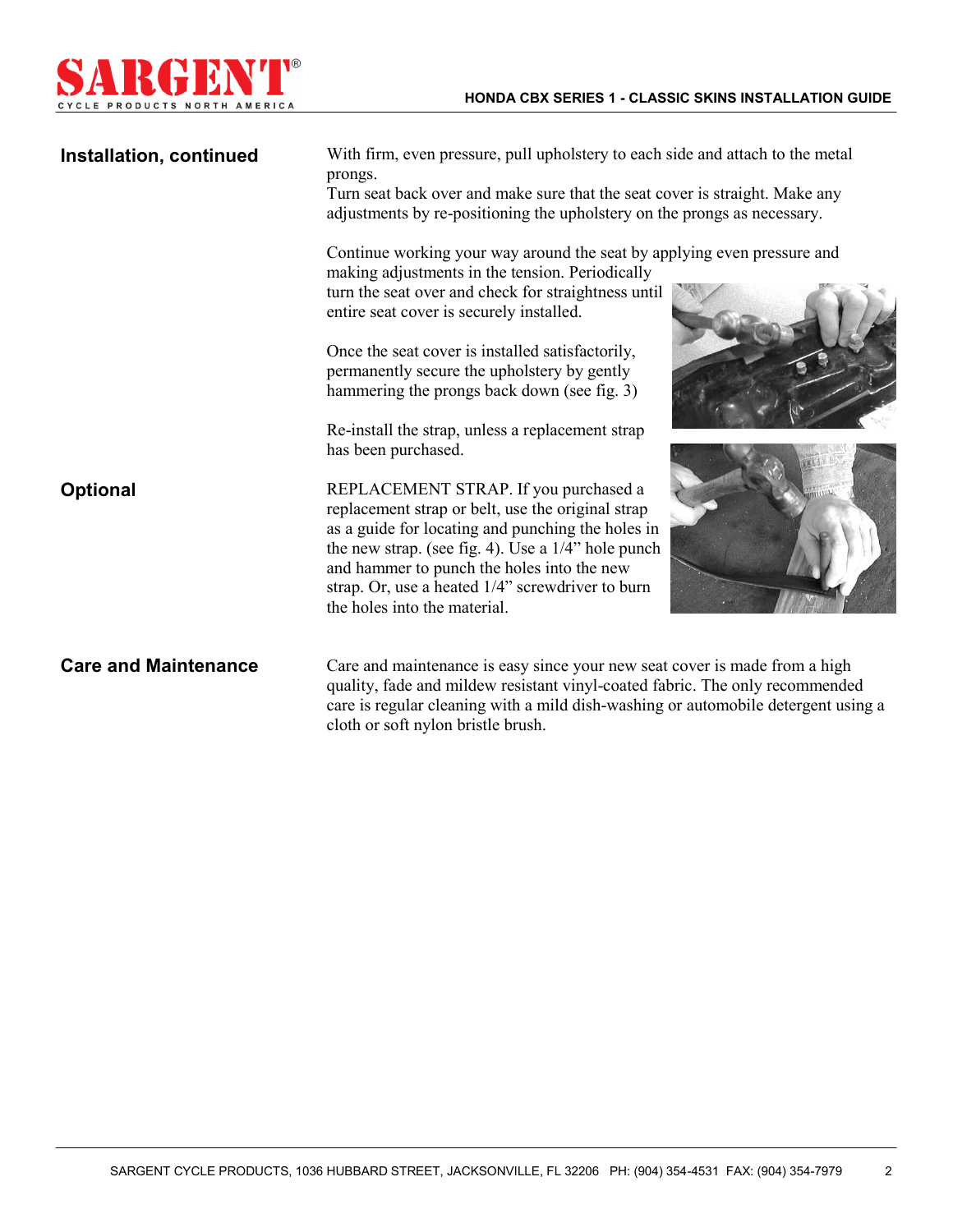## Installation, continued

With firm, even pressure, pull upholstery to each side and attach to the metal prongs.
Turn seat back over and make sure that the seat cover is straight. Make any adjustments by re-positioning the upholstery on the prongs as necessary.

Continue working your way around the seat by applying even pressure and making adjustments in the tension. Periodically turn the seat over and check for straightness until entire seat cover is securely installed.

Once the seat cover is installed satisfactorily, permanently secure the upholstery by gently hammering the prongs back down (see fig. 3)

Re-install the strap, unless a replacement strap has been purchased.

## Optional

REPLACEMENT STRAP. If you purchased a replacement strap or belt, use the original strap as a guide for locating and punching the holes in the new strap. (see fig. 4). Use a 1/4" hole punch and hammer to punch the holes into the new strap. Or, use a heated 1/4" screwdriver to burn the holes into the material.

## Care and Maintenance

Care and maintenance is easy since your new seat cover is made from a high quality, fade and mildew resistant vinyl-coated fabric. The only recommended care is regular cleaning with a mild dish-washing or automobile detergent using a cloth or soft nylon bristle brush.

SARGENT CYCLE PRODUCTS, 1036 HUBBARD STREET, JACKSONVILLE, FL 32206 PH: (904) 354-4531 FAX: (904) 354-7979